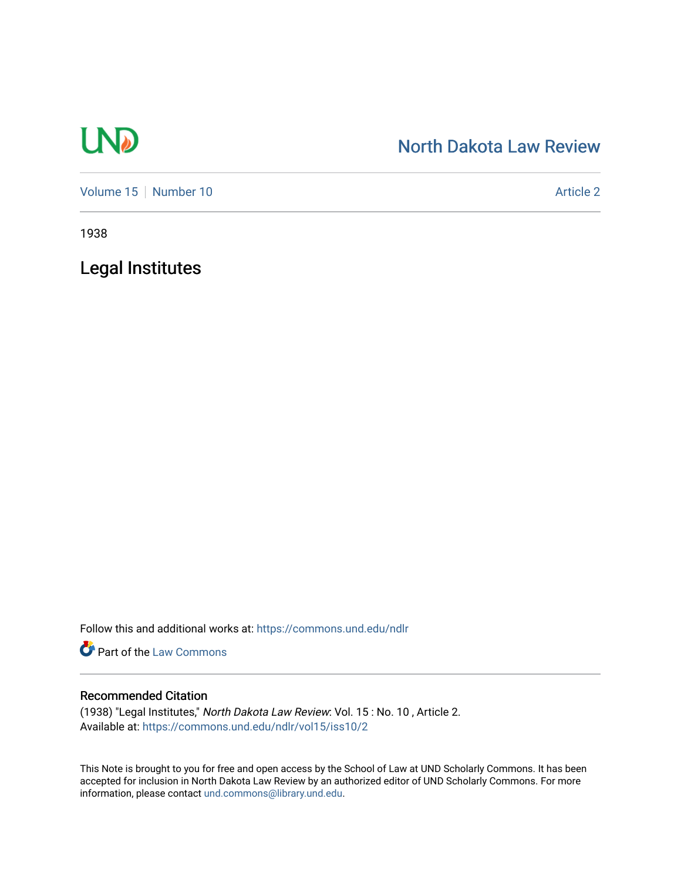North Dakota Law Review

Volume 15 | Number 10 | Article 2

1938

# Legal Institutes

Follow this and additional works at: https://commons.und.edu/ndlr

Part of the Law Commons

## Recommended Citation

(1938) "Legal Institutes," *North Dakota Law Review*: Vol. 15 : No. 10 , Article 2.
Available at: https://commons.und.edu/ndlr/vol15/iss10/2

This Note is brought to you for free and open access by the School of Law at UND Scholarly Commons. It has been accepted for inclusion in North Dakota Law Review by an authorized editor of UND Scholarly Commons. For more information, please contact und.commons@library.und.edu.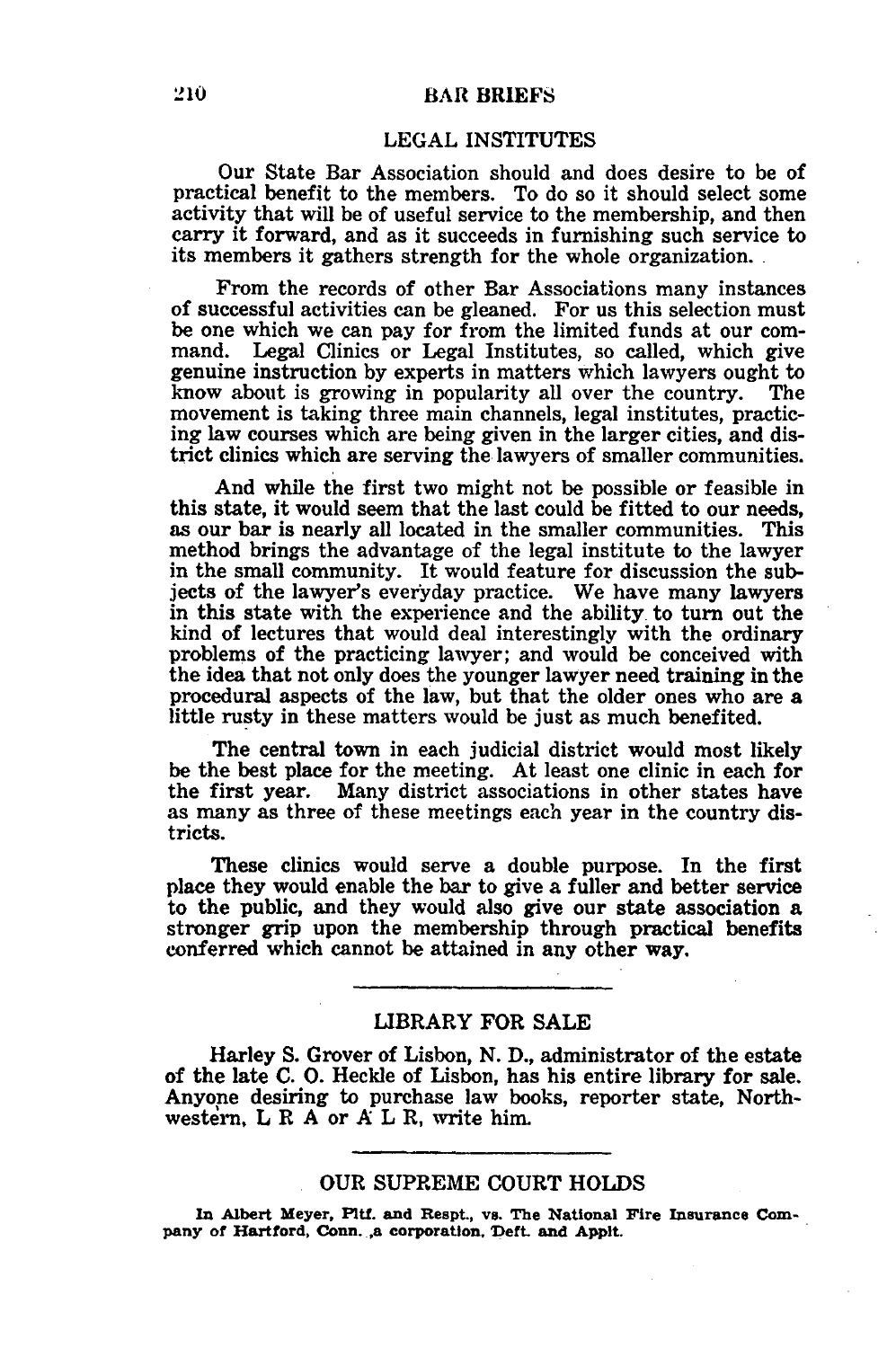## LEGAL INSTITUTES

Our State Bar Association should and does desire to be of practical benefit to the members. To do so it should select some activity that will be of useful service to the membership, and then carry it forward, and as it succeeds in furnishing such service to its members it gathers strength for the whole organization.

From the records of other Bar Associations many instances of successful activities can be gleaned. For us this selection must be one which we can pay for from the limited funds at our command. Legal Clinics or Legal Institutes, so called, which give genuine instruction by experts in matters which lawyers ought to know about is growing in popularity all over the country. The movement is taking three main channels, legal institutes, practicing law courses which are being given in the larger cities, and district clinics which are serving the lawyers of smaller communities.

And while the first two might not be possible or feasible in this state, it would seem that the last could be fitted to our needs, as our bar is nearly all located in the smaller communities. This method brings the advantage of the legal institute to the lawyer in the small community. It would feature for discussion the subjects of the lawyer's everyday practice. We have many lawyers in this state with the experience and the ability to turn out the kind of lectures that would deal interestingly with the ordinary problems of the practicing lawyer; and would be conceived with the idea that not only does the younger lawyer need training in the procedural aspects of the law, but that the older ones who are a little rusty in these matters would be just as much benefited.

The central town in each judicial district would most likely be the best place for the meeting. At least one clinic in each for the first year. Many district associations in other states have as many as three of these meetings each year in the country districts.

These clinics would serve a double purpose. In the first place they would enable the bar to give a fuller and better service to the public, and they would also give our state association a stronger grip upon the membership through practical benefits conferred which cannot be attained in any other way.

---

## LIBRARY FOR SALE

Harley S. Grover of Lisbon, N. D., administrator of the estate of the late C. O. Heckle of Lisbon, has his entire library for sale. Anyone desiring to purchase law books, reporter state, Northwestern, L R A or A L R, write him.

---

## OUR SUPREME COURT HOLDS

In Albert Meyer, Pltf. and Respt., vs. The National Fire Insurance Company of Hartford, Conn. ,a corporation, Deft. and Applt.